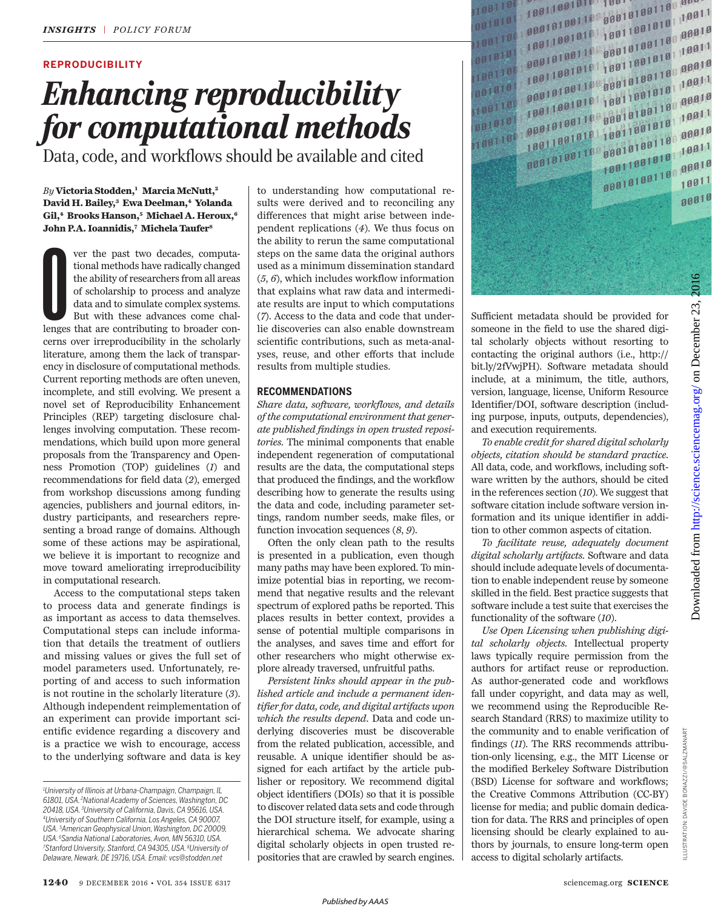REPRODUCIBILITY

# Enhancing reproducibility for computational methods

## Data, code, and workflows should be available and cited

*By* **Victoria Stodden,[1] Marcia McNutt,[2] David H. Bailey,[3] Ewa Deelman,[4] Yolanda Gil,[4] Brooks Hanson,[5] Michael A. Heroux,[6] John P.A. Ioannidis,[7] Michela Taufer[8]**

Over the past two decades, computational methods have radically changed the ability of researchers from all areas of scholarship to process and analyze data and to simulate complex systems. But with these advances come challenges that are contributing to broader concerns over irreproducibility in the scholarly literature, among them the lack of transparency in disclosure of computational methods. Current reporting methods are often uneven, incomplete, and still evolving. We present a novel set of Reproducibility Enhancement Principles (REP) targeting disclosure challenges involving computation. These recommendations, which build upon more general proposals from the Transparency and Openness Promotion (TOP) guidelines (*1*) and recommendations for field data (*2*), emerged from workshop discussions among funding agencies, publishers and journal editors, industry participants, and researchers representing a broad range of domains. Although some of these actions may be aspirational, we believe it is important to recognize and move toward ameliorating irreproducibility in computational research.

Access to the computational steps taken to process data and generate findings is as important as access to data themselves. Computational steps can include information that details the treatment of outliers and missing values or gives the full set of model parameters used. Unfortunately, reporting of and access to such information is not routine in the scholarly literature (*3*). Although independent reimplementation of an experiment can provide important scientific evidence regarding a discovery and is a practice we wish to encourage, access to the underlying software and data is key to understanding how computational results were derived and to reconciling any differences that might arise between independent replications (*4*). We thus focus on the ability to rerun the same computational steps on the same data the original authors used as a minimum dissemination standard (*5*, *6*), which includes workflow information that explains what raw data and intermediate results are input to which computations (*7*). Access to the data and code that underlie discoveries can also enable downstream scientific contributions, such as meta-analyses, reuse, and other efforts that include results from multiple studies.

### RECOMMENDATIONS

*Share data, software, workflows, and details of the computational environment that generate published findings in open trusted repositories.* The minimal components that enable independent regeneration of computational results are the data, the computational steps that produced the findings, and the workflow describing how to generate the results using the data and code, including parameter settings, random number seeds, make files, or function invocation sequences (*8*, *9*).

Often the only clean path to the results is presented in a publication, even though many paths may have been explored. To minimize potential bias in reporting, we recommend that negative results and the relevant spectrum of explored paths be reported. This places results in better context, provides a sense of potential multiple comparisons in the analyses, and saves time and effort for other researchers who might otherwise explore already traversed, unfruitful paths.

*Persistent links should appear in the published article and include a permanent identifier for data, code, and digital artifacts upon which the results depend.* Data and code underlying discoveries must be discoverable from the related publication, accessible, and reusable. A unique identifier should be assigned for each artifact by the article publisher or repository. We recommend digital object identifiers (DOIs) so that it is possible to discover related data sets and code through the DOI structure itself, for example, using a hierarchical schema. We advocate sharing digital scholarly objects in open trusted repositories that are crawled by search engines. Sufficient metadata should be provided for someone in the field to use the shared digital scholarly objects without resorting to contacting the original authors (i.e., http://bit.ly/2fVwjPH). Software metadata should include, at a minimum, the title, authors, version, language, license, Uniform Resource Identifier/DOI, software description (including purpose, inputs, outputs, dependencies), and execution requirements.

*To enable credit for shared digital scholarly objects, citation should be standard practice.* All data, code, and workflows, including software written by the authors, should be cited in the references section (*10*). We suggest that software citation include software version information and its unique identifier in addition to other common aspects of citation.

*To facilitate reuse, adequately document digital scholarly artifacts.* Software and data should include adequate levels of documentation to enable independent reuse by someone skilled in the field. Best practice suggests that software include a test suite that exercises the functionality of the software (*10*).

*Use Open Licensing when publishing digital scholarly objects.* Intellectual property laws typically require permission from the authors for artifact reuse or reproduction. As author-generated code and workflows fall under copyright, and data may as well, we recommend using the Reproducible Research Standard (RRS) to maximize utility to the community and to enable verification of findings (*11*). The RRS recommends attribution-only licensing, e.g., the MIT License or the modified Berkeley Software Distribution (BSD) License for software and workflows; the Creative Commons Attribution (CC-BY) license for media; and public domain dedication for data. The RRS and principles of open licensing should be clearly explained to authors by journals, to ensure long-term open access to digital scholarly artifacts.

[1]University of Illinois at Urbana-Champaign, Champaign, IL 61801, USA. [2]National Academy of Sciences, Washington, DC 20418, USA. [3]University of California, Davis, CA 95616, USA. [4]University of Southern California, Los Angeles, CA 90007, USA. [5]American Geophysical Union, Washington, DC 20009, USA. [6]Sandia National Laboratories, Avon, MN 56310, USA. [7]Stanford University, Stanford, CA 94305, USA. [8]University of Delaware, Newark, DE 19716, USA. Email: vcs@stodden.net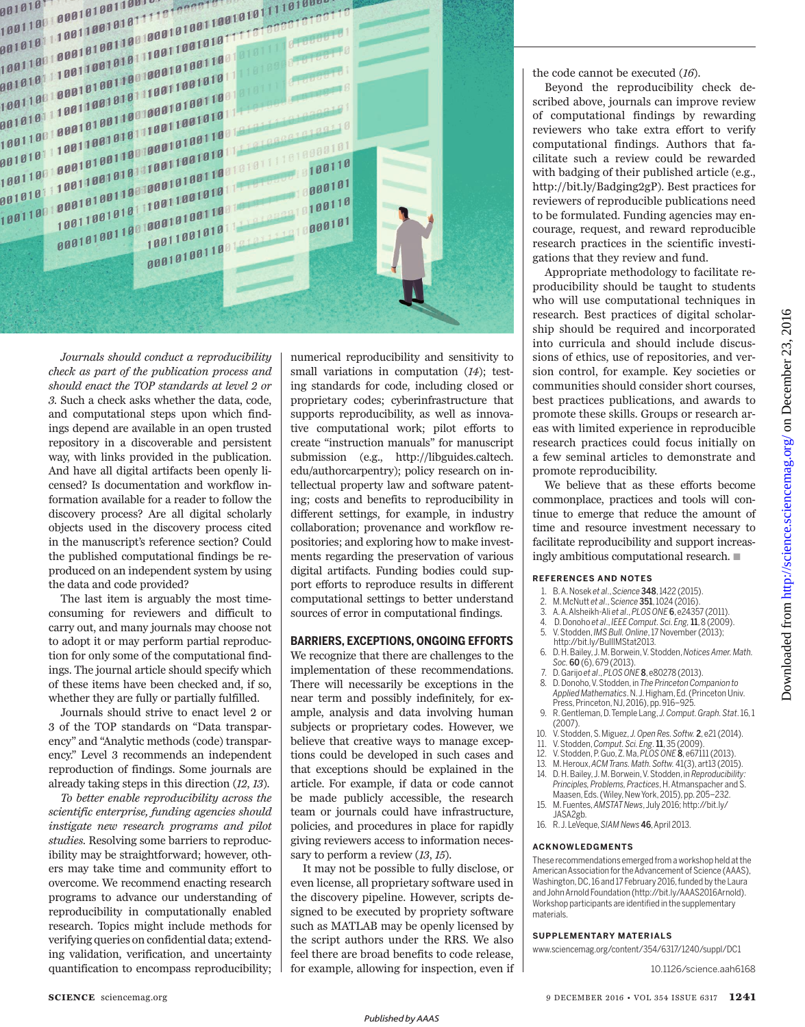*Journals should conduct a reproducibility check as part of the publication process and should enact the TOP standards at level 2 or 3.* Such a check asks whether the data, code, and computational steps upon which findings depend are available in an open trusted repository in a discoverable and persistent way, with links provided in the publication. And have all digital artifacts been openly licensed? Is documentation and workflow information available for a reader to follow the discovery process? Are all digital scholarly objects used in the discovery process cited in the manuscript's reference section? Could the published computational findings be reproduced on an independent system by using the data and code provided?

The last item is arguably the most time-consuming for reviewers and difficult to carry out, and many journals may choose not to adopt it or may perform partial reproduction for only some of the computational findings. The journal article should specify which of these items have been checked and, if so, whether they are fully or partially fulfilled.

Journals should strive to enact level 2 or 3 of the TOP standards on "Data transparency" and "Analytic methods (code) transparency." Level 3 recommends an independent reproduction of findings. Some journals are already taking steps in this direction (*12*, *13*).

*To better enable reproducibility across the scientific enterprise, funding agencies should instigate new research programs and pilot studies.* Resolving some barriers to reproducibility may be straightforward; however, others may take time and community effort to overcome. We recommend enacting research programs to advance our understanding of reproducibility in computationally enabled research. Topics might include methods for verifying queries on confidential data; extending validation, verification, and uncertainty quantification to encompass reproducibility; numerical reproducibility and sensitivity to small variations in computation (*14*); testing standards for code, including closed or proprietary codes; cyberinfrastructure that supports reproducibility, as well as innovative computational work; pilot efforts to create "instruction manuals" for manuscript submission (e.g., http://libguides.caltech.edu/authorcarpentry); policy research on intellectual property law and software patenting; costs and benefits to reproducibility in different settings, for example, in industry collaboration; provenance and workflow repositories; and exploring how to make investments regarding the preservation of various digital artifacts. Funding bodies could support efforts to reproduce results in different computational settings to better understand sources of error in computational findings.

## BARRIERS, EXCEPTIONS, ONGOING EFFORTS

We recognize that there are challenges to the implementation of these recommendations. There will necessarily be exceptions in the near term and possibly indefinitely, for example, analysis and data involving human subjects or proprietary codes. However, we believe that creative ways to manage exceptions could be developed in such cases and that exceptions should be explained in the article. For example, if data or code cannot be made publicly accessible, the research team or journals could have infrastructure, policies, and procedures in place for rapidly giving reviewers access to information necessary to perform a review (*13*, *15*).

It may not be possible to fully disclose, or even license, all proprietary software used in the discovery pipeline. However, scripts designed to be executed by propriety software such as MATLAB may be openly licensed by the script authors under the RRS. We also feel there are broad benefits to code release, for example, allowing for inspection, even if the code cannot be executed (*16*).

Beyond the reproducibility check described above, journals can improve review of computational findings by rewarding reviewers who take extra effort to verify computational findings. Authors that facilitate such a review could be rewarded with badging of their published article (e.g., http://bit.ly/Badging2gP). Best practices for reviewers of reproducible publications need to be formulated. Funding agencies may encourage, request, and reward reproducible research practices in the scientific investigations that they review and fund.

Appropriate methodology to facilitate reproducibility should be taught to students who will use computational techniques in research. Best practices of digital scholarship should be required and incorporated into curricula and should include discussions of ethics, use of repositories, and version control, for example. Key societies or communities should consider short courses, best practices publications, and awards to promote these skills. Groups or research areas with limited experience in reproducible research practices could focus initially on a few seminal articles to demonstrate and promote reproducibility.

We believe that as these efforts become commonplace, practices and tools will continue to emerge that reduce the amount of time and resource investment necessary to facilitate reproducibility and support increasingly ambitious computational research. ■

### REFERENCES AND NOTES

1. B. A. Nosek *et al.*, *Science* **348**, 1422 (2015).
2. M. McNutt *et al.*, *Science* **351**, 1024 (2016).
3. A. A. Alsheikh-Ali *et al.*, *PLOS ONE* **6**, e24357 (2011).
4. D. Donoho *et al.*, *IEEE Comput. Sci. Eng.* **11**, 8 (2009).
5. V. Stodden, *IMS Bull. Online*, 17 November (2013); http://bit.ly/BullIMStat2013.
6. D. H. Bailey, J. M. Borwein, V. Stodden, *Notices Amer. Math. Soc.* **60** (6), 679 (2013).
7. D. Garijo *et al.*, *PLOS ONE* **8**, e80278 (2013).
8. D. Donoho, V. Stodden, in *The Princeton Companion to Applied Mathematics*. N. J. Higham, Ed. (Princeton Univ. Press, Princeton, NJ, 2016), pp. 916–925.
9. R. Gentleman, D. Temple Lang, *J. Comput. Graph. Stat.* 16, 1 (2007).
10. V. Stodden, S. Miguez, *J. Open Res. Softw.* **2**, e21 (2014).
11. V. Stodden, *Comput. Sci. Eng.* **11**, 35 (2009).
12. V. Stodden, P. Guo, Z. Ma, *PLOS ONE* **8**, e67111 (2013).
13. M. Heroux, *ACM Trans. Math. Softw.* 41(3), art13 (2015).
14. D. H. Bailey, J. M. Borwein, V. Stodden, in *Reproducibility: Principles, Problems, Practices*, H. Atmanspacher and S. Maasen, Eds. (Wiley, New York, 2015), pp. 205–232.
15. M. Fuentes, *AMSTAT News*, July 2016; http://bit.ly/JASA2gb.
16. R. J. LeVeque, *SIAM News* **46**, April 2013.

### ACKNOWLEDGMENTS

These recommendations emerged from a workshop held at the American Association for the Advancement of Science (AAAS), Washington, DC, 16 and 17 February 2016, funded by the Laura and John Arnold Foundation (http://bit.ly/AAAS2016Arnold). Workshop participants are identified in the supplementary materials.

### SUPPLEMENTARY MATERIALS

www.sciencemag.org/content/354/6317/1240/suppl/DC1

10.1126/science.aah6168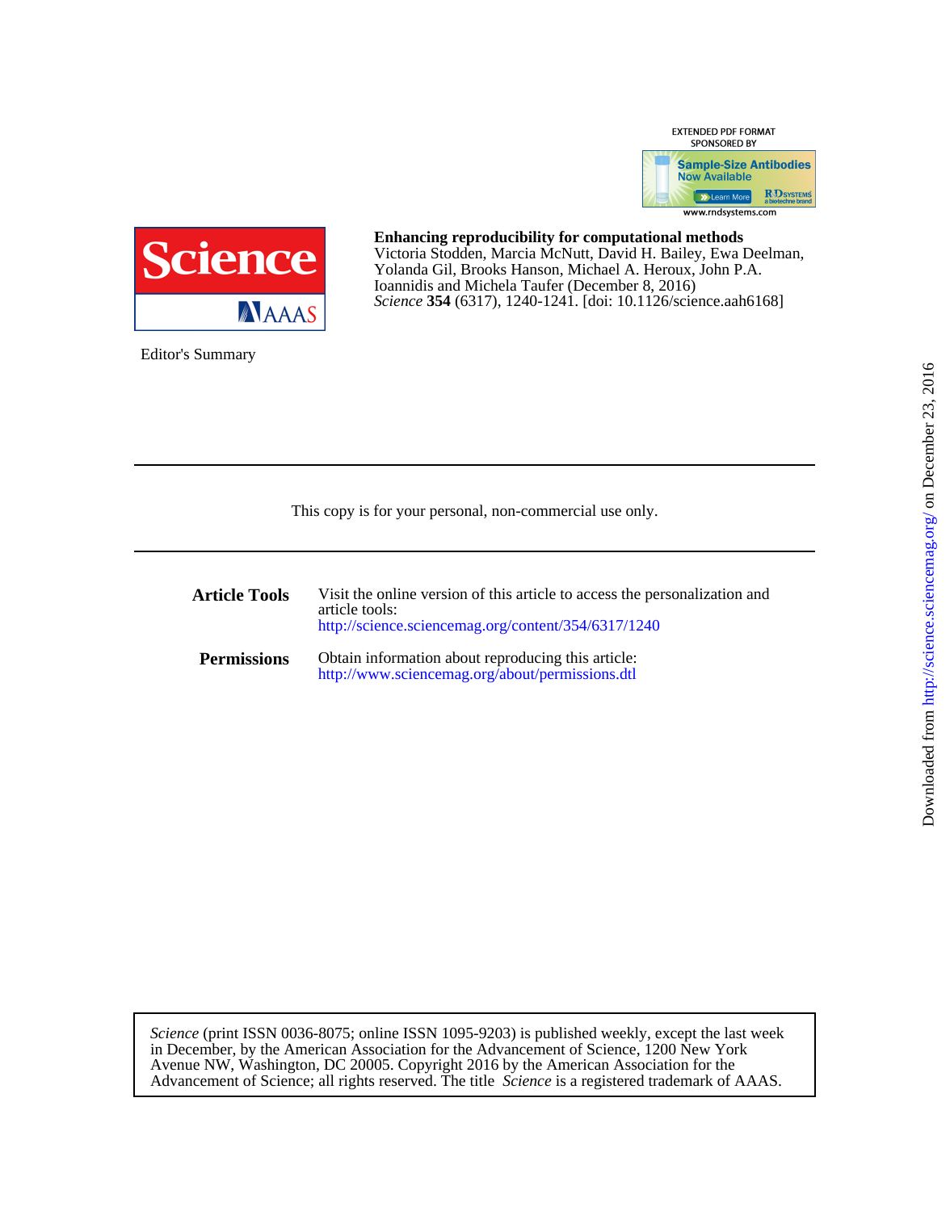EXTENDED PDF FORMAT
SPONSORED BY

**Enhancing reproducibility for computational methods**
Victoria Stodden, Marcia McNutt, David H. Bailey, Ewa Deelman, Yolanda Gil, Brooks Hanson, Michael A. Heroux, John P.A. Ioannidis and Michela Taufer (December 8, 2016)
*Science* **354** (6317), 1240-1241. [doi: 10.1126/science.aah6168]

Editor's Summary

---

This copy is for your personal, non-commercial use only.

---

**Article Tools** Visit the online version of this article to access the personalization and article tools:
http://science.sciencemag.org/content/354/6317/1240

**Permissions** Obtain information about reproducing this article:
http://www.sciencemag.org/about/permissions.dtl

*Science* (print ISSN 0036-8075; online ISSN 1095-9203) is published weekly, except the last week in December, by the American Association for the Advancement of Science, 1200 New York Avenue NW, Washington, DC 20005. Copyright 2016 by the American Association for the Advancement of Science; all rights reserved. The title *Science* is a registered trademark of AAAS.

Downloaded from http://science.sciencemag.org/ on December 23, 2016